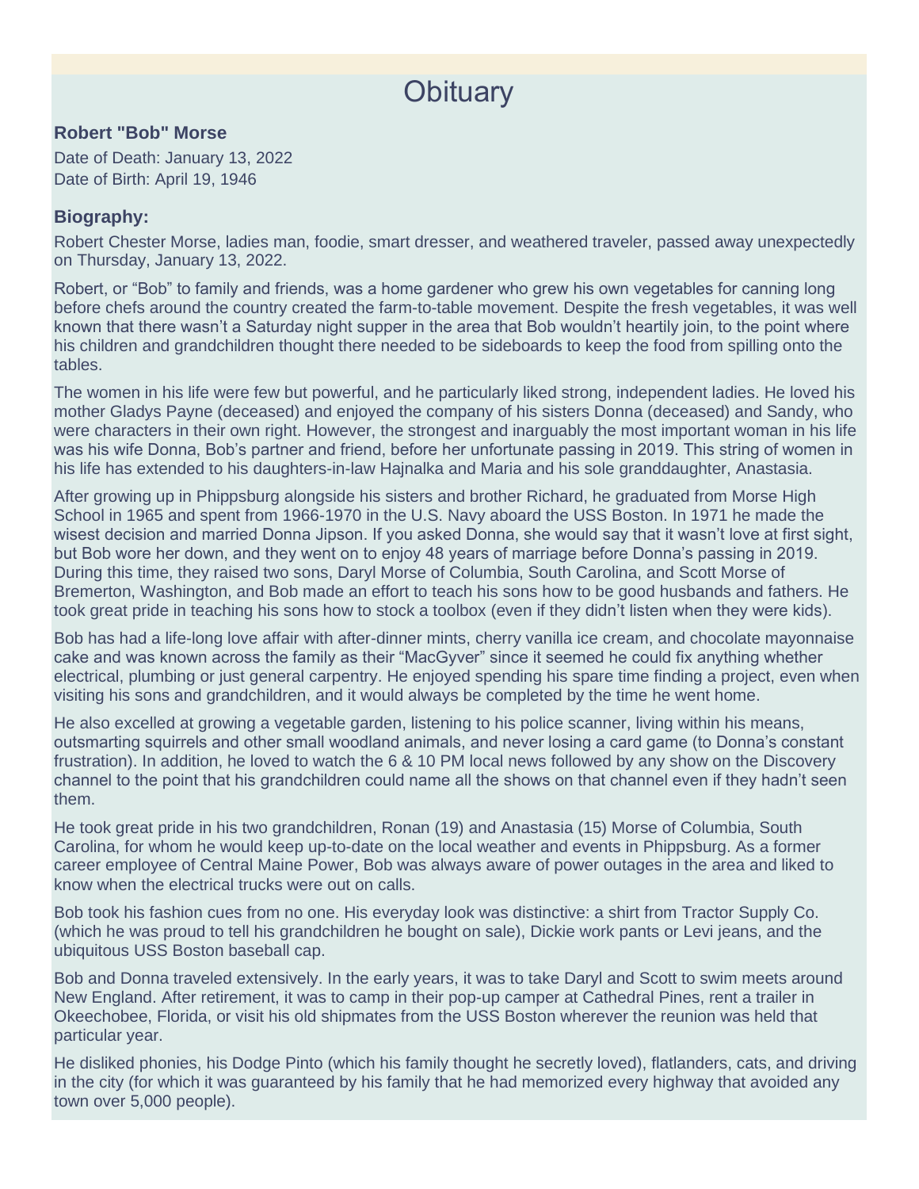# Obituary

**Robert "Bob" Morse**

Date of Death: January 13, 2022
Date of Birth: April 19, 1946

**Biography:**

Robert Chester Morse, ladies man, foodie, smart dresser, and weathered traveler, passed away unexpectedly on Thursday, January 13, 2022.

Robert, or "Bob" to family and friends, was a home gardener who grew his own vegetables for canning long before chefs around the country created the farm-to-table movement. Despite the fresh vegetables, it was well known that there wasn't a Saturday night supper in the area that Bob wouldn't heartily join, to the point where his children and grandchildren thought there needed to be sideboards to keep the food from spilling onto the tables.

The women in his life were few but powerful, and he particularly liked strong, independent ladies. He loved his mother Gladys Payne (deceased) and enjoyed the company of his sisters Donna (deceased) and Sandy, who were characters in their own right. However, the strongest and inarguably the most important woman in his life was his wife Donna, Bob's partner and friend, before her unfortunate passing in 2019. This string of women in his life has extended to his daughters-in-law Hajnalka and Maria and his sole granddaughter, Anastasia.

After growing up in Phippsburg alongside his sisters and brother Richard, he graduated from Morse High School in 1965 and spent from 1966-1970 in the U.S. Navy aboard the USS Boston. In 1971 he made the wisest decision and married Donna Jipson. If you asked Donna, she would say that it wasn't love at first sight, but Bob wore her down, and they went on to enjoy 48 years of marriage before Donna's passing in 2019. During this time, they raised two sons, Daryl Morse of Columbia, South Carolina, and Scott Morse of Bremerton, Washington, and Bob made an effort to teach his sons how to be good husbands and fathers. He took great pride in teaching his sons how to stock a toolbox (even if they didn't listen when they were kids).

Bob has had a life-long love affair with after-dinner mints, cherry vanilla ice cream, and chocolate mayonnaise cake and was known across the family as their "MacGyver" since it seemed he could fix anything whether electrical, plumbing or just general carpentry. He enjoyed spending his spare time finding a project, even when visiting his sons and grandchildren, and it would always be completed by the time he went home.

He also excelled at growing a vegetable garden, listening to his police scanner, living within his means, outsmarting squirrels and other small woodland animals, and never losing a card game (to Donna's constant frustration). In addition, he loved to watch the 6 & 10 PM local news followed by any show on the Discovery channel to the point that his grandchildren could name all the shows on that channel even if they hadn't seen them.

He took great pride in his two grandchildren, Ronan (19) and Anastasia (15) Morse of Columbia, South Carolina, for whom he would keep up-to-date on the local weather and events in Phippsburg. As a former career employee of Central Maine Power, Bob was always aware of power outages in the area and liked to know when the electrical trucks were out on calls.

Bob took his fashion cues from no one. His everyday look was distinctive: a shirt from Tractor Supply Co. (which he was proud to tell his grandchildren he bought on sale), Dickie work pants or Levi jeans, and the ubiquitous USS Boston baseball cap.

Bob and Donna traveled extensively. In the early years, it was to take Daryl and Scott to swim meets around New England. After retirement, it was to camp in their pop-up camper at Cathedral Pines, rent a trailer in Okeechobee, Florida, or visit his old shipmates from the USS Boston wherever the reunion was held that particular year.

He disliked phonies, his Dodge Pinto (which his family thought he secretly loved), flatlanders, cats, and driving in the city (for which it was guaranteed by his family that he had memorized every highway that avoided any town over 5,000 people).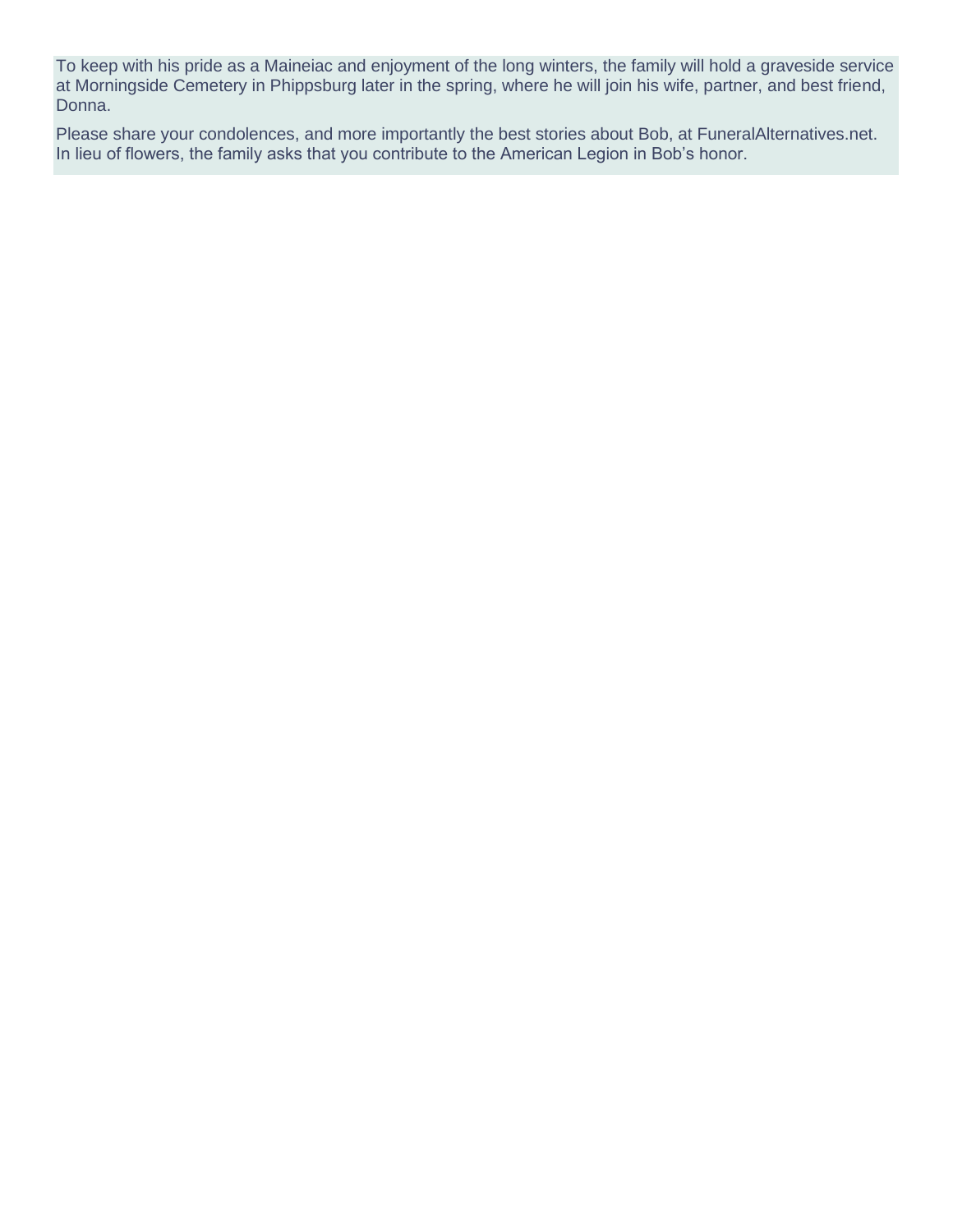To keep with his pride as a Maineiac and enjoyment of the long winters, the family will hold a graveside service at Morningside Cemetery in Phippsburg later in the spring, where he will join his wife, partner, and best friend, Donna.

Please share your condolences, and more importantly the best stories about Bob, at FuneralAlternatives.net. In lieu of flowers, the family asks that you contribute to the American Legion in Bob's honor.